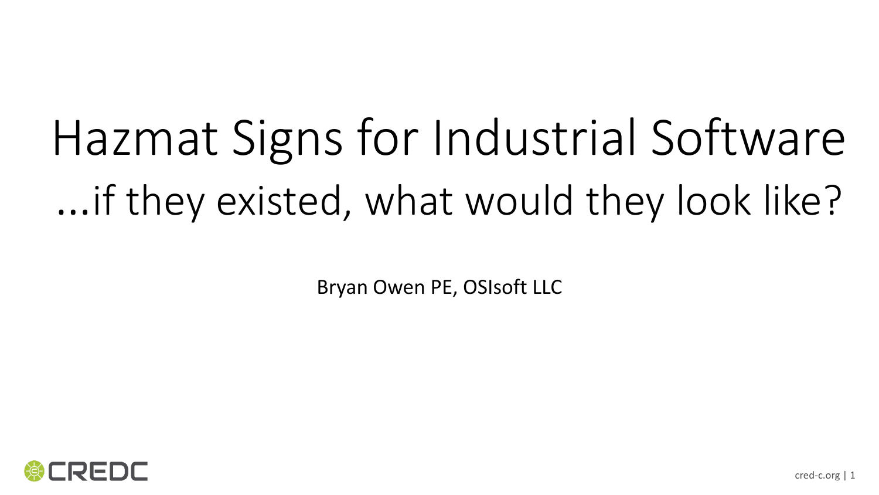# Hazmat Signs for Industrial Software

## ...if they existed, what would they look like?

Bryan Owen PE, OSIsoft LLC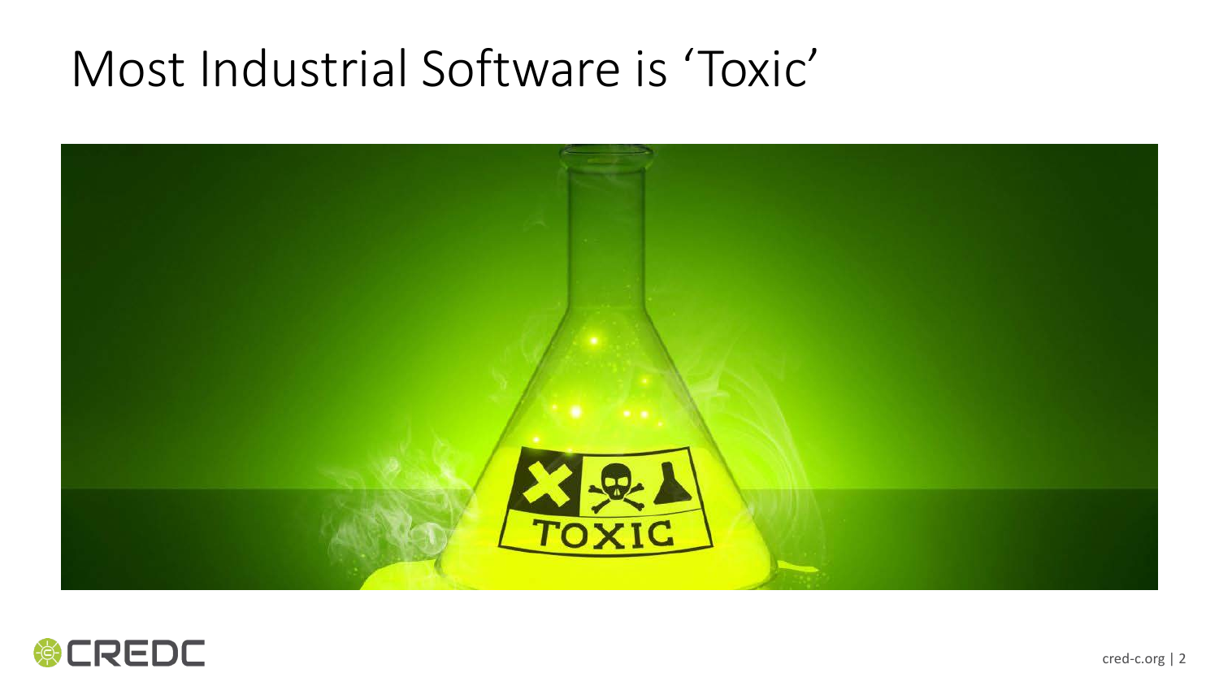# Most Industrial Software is 'Toxic'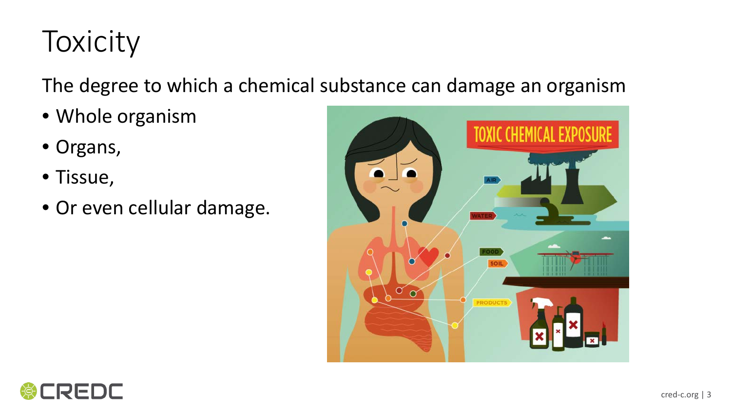# Toxicity

The degree to which a chemical substance can damage an organism

- Whole organism
- Organs,
- Tissue,
- Or even cellular damage.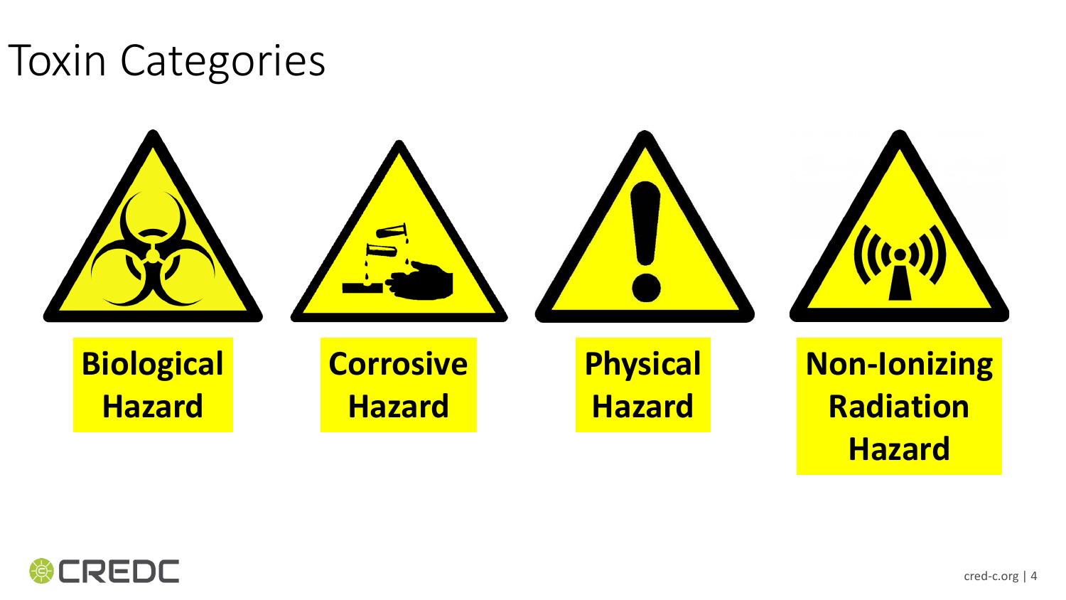# Toxin Categories

**Biological Hazard**

**Corrosive Hazard**

**Physical Hazard**

**Non-Ionizing Radiation Hazard**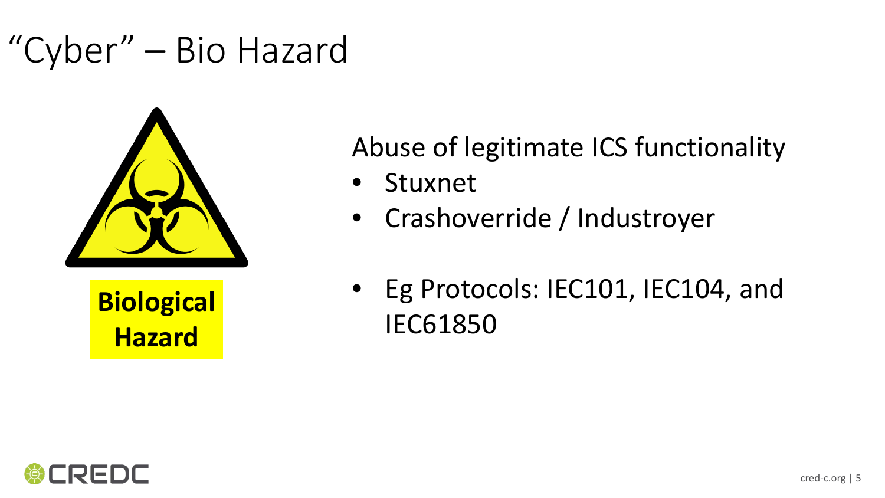# "Cyber" – Bio Hazard

**Biological Hazard**

Abuse of legitimate ICS functionality

- Stuxnet
- Crashoverride / Industroyer
- Eg Protocols: IEC101, IEC104, and IEC61850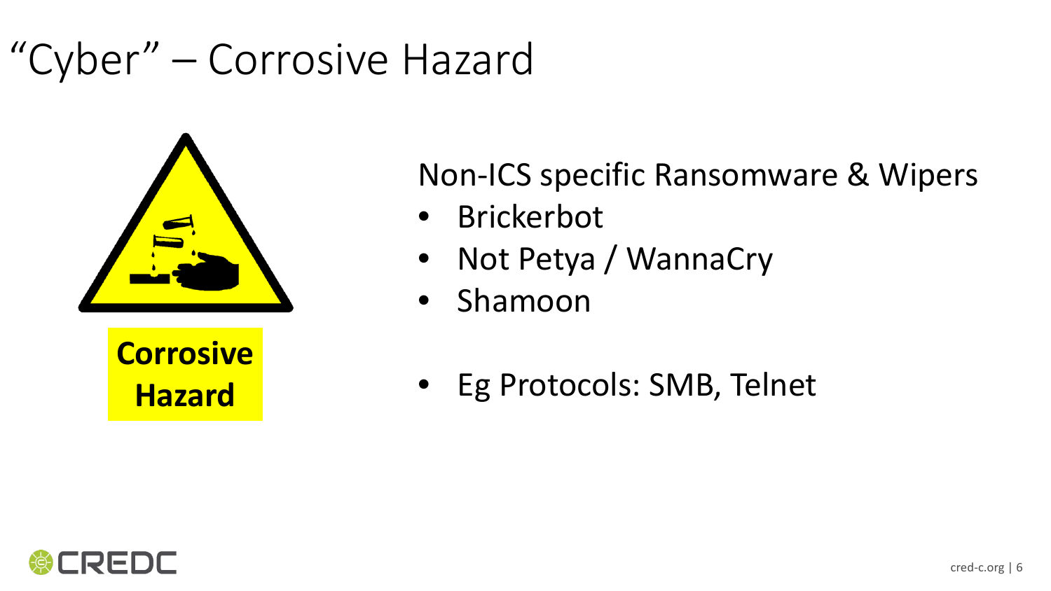# "Cyber" – Corrosive Hazard

**Corrosive Hazard**

Non-ICS specific Ransomware & Wipers

- Brickerbot
- Not Petya / WannaCry
- Shamoon

- Eg Protocols: SMB, Telnet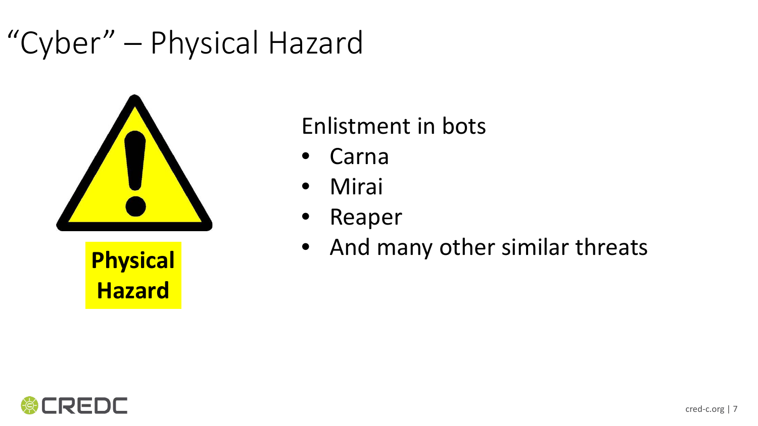# "Cyber" – Physical Hazard

**Physical Hazard**

Enlistment in bots

- Carna
- Mirai
- Reaper
- And many other similar threats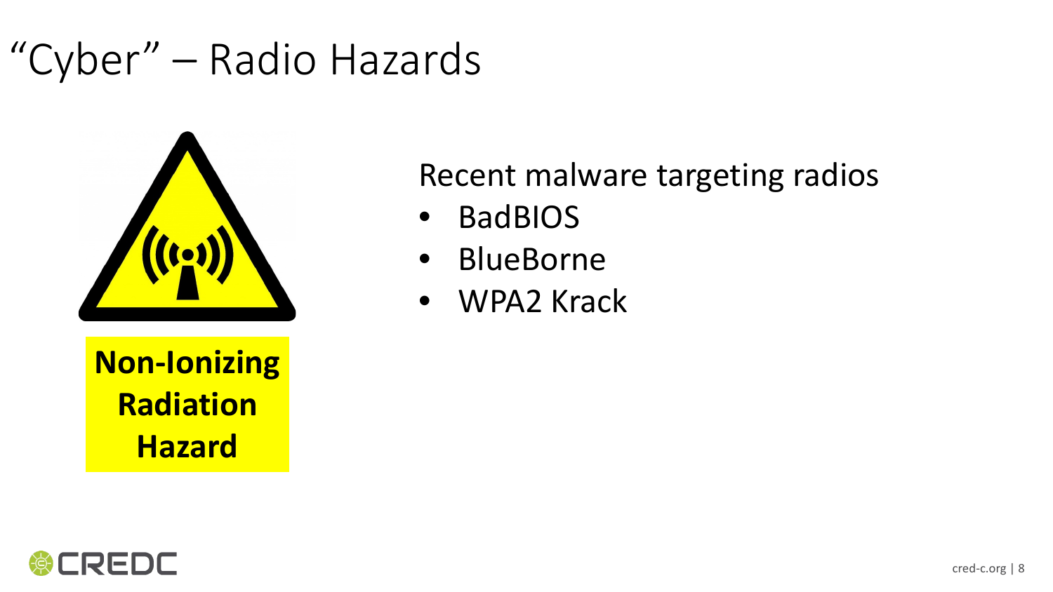# "Cyber" – Radio Hazards

**Non-Ionizing Radiation Hazard**

Recent malware targeting radios

- BadBIOS
- BlueBorne
- WPA2 Krack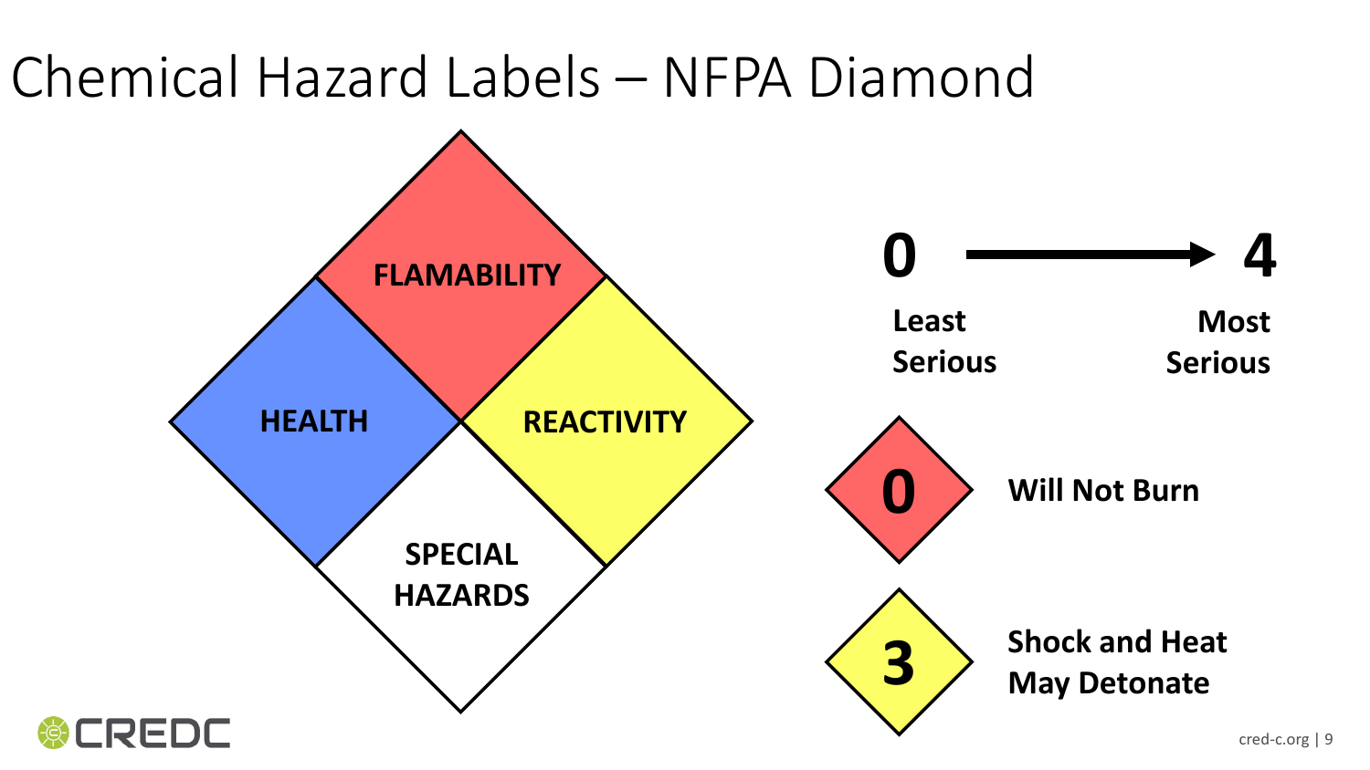# Chemical Hazard Labels – NFPA Diamond

FLAMABILITY

HEALTH

REACTIVITY

SPECIAL HAZARDS

**0** → **4**

**Least Serious** **Most Serious**

**0** **Will Not Burn**

**3** **Shock and Heat May Detonate**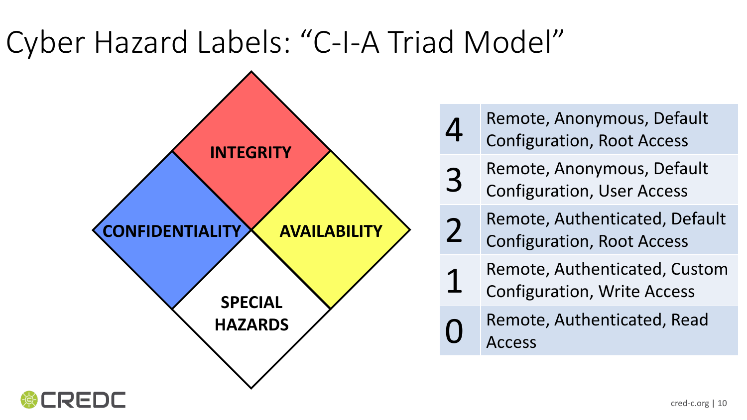# Cyber Hazard Labels: "C-I-A Triad Model"

**INTEGRITY**

**CONFIDENTIALITY**

**AVAILABILITY**

**SPECIAL HAZARDS**

| | |
|---|---|
| 4 | Remote, Anonymous, Default Configuration, Root Access |
| 3 | Remote, Anonymous, Default Configuration, User Access |
| 2 | Remote, Authenticated, Default Configuration, Root Access |
| 1 | Remote, Authenticated, Custom Configuration, Write Access |
| 0 | Remote, Authenticated, Read Access |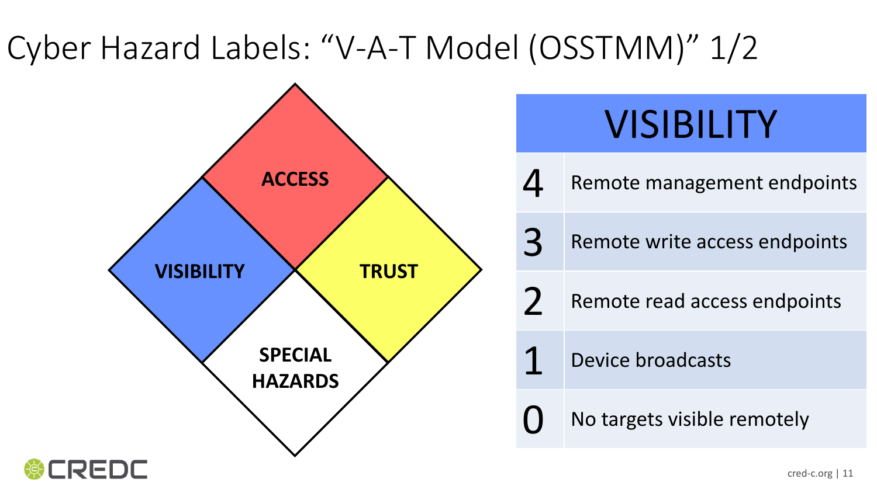# Cyber Hazard Labels: "V-A-T Model (OSSTMM)" 1/2

ACCESS

VISIBILITY

TRUST

SPECIAL HAZARDS

| VISIBILITY | |
|---|---|
| 4 | Remote management endpoints |
| 3 | Remote write access endpoints |
| 2 | Remote read access endpoints |
| 1 | Device broadcasts |
| 0 | No targets visible remotely |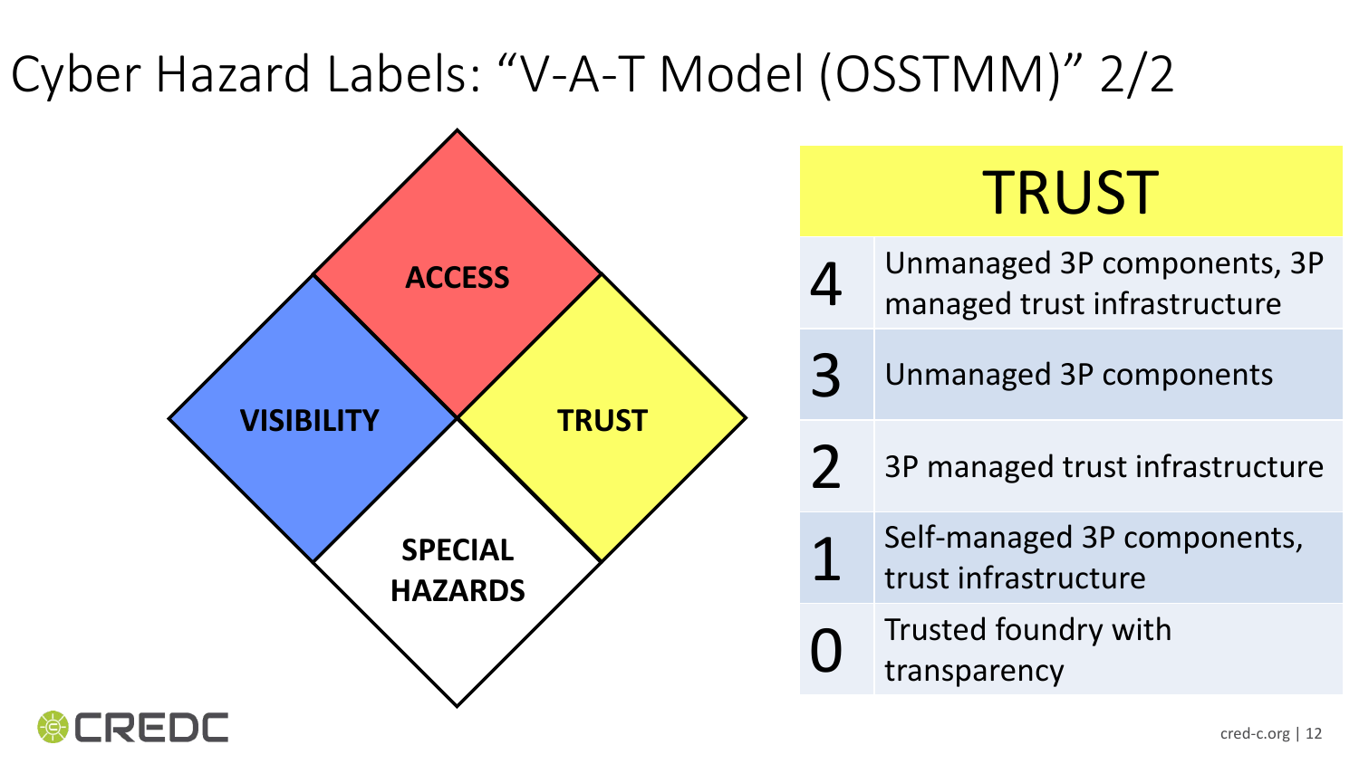# Cyber Hazard Labels: “V-A-T Model (OSSTMM)” 2/2

ACCESS

VISIBILITY

TRUST

SPECIAL HAZARDS

| TRUST | |
| --- | --- |
| 4 | Unmanaged 3P components, 3P managed trust infrastructure |
| 3 | Unmanaged 3P components |
| 2 | 3P managed trust infrastructure |
| 1 | Self-managed 3P components, trust infrastructure |
| 0 | Trusted foundry with transparency |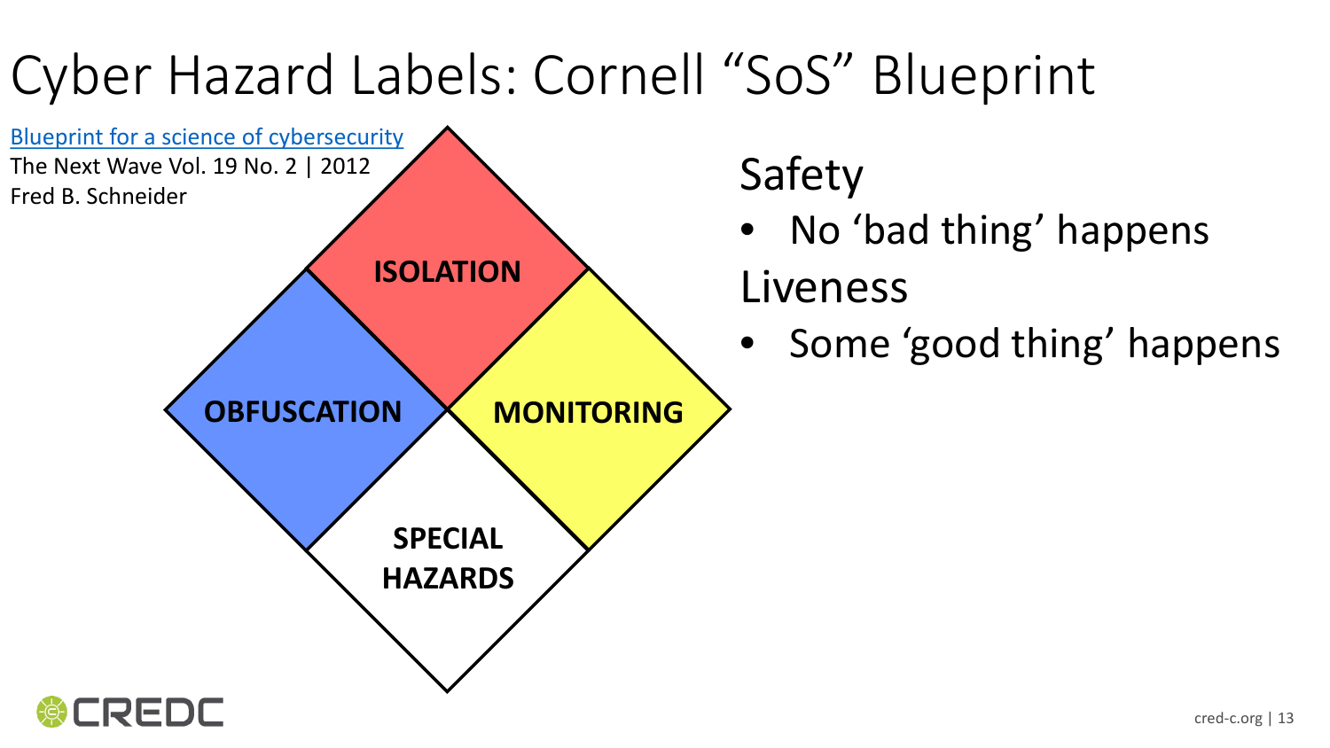# Cyber Hazard Labels: Cornell “SoS” Blueprint

Blueprint for a science of cybersecurity
The Next Wave Vol. 19 No. 2 | 2012
Fred B. Schneider

**ISOLATION**

**OBFUSCATION**

**MONITORING**

**SPECIAL HAZARDS**

Safety

- No ‘bad thing’ happens

Liveness

- Some ‘good thing’ happens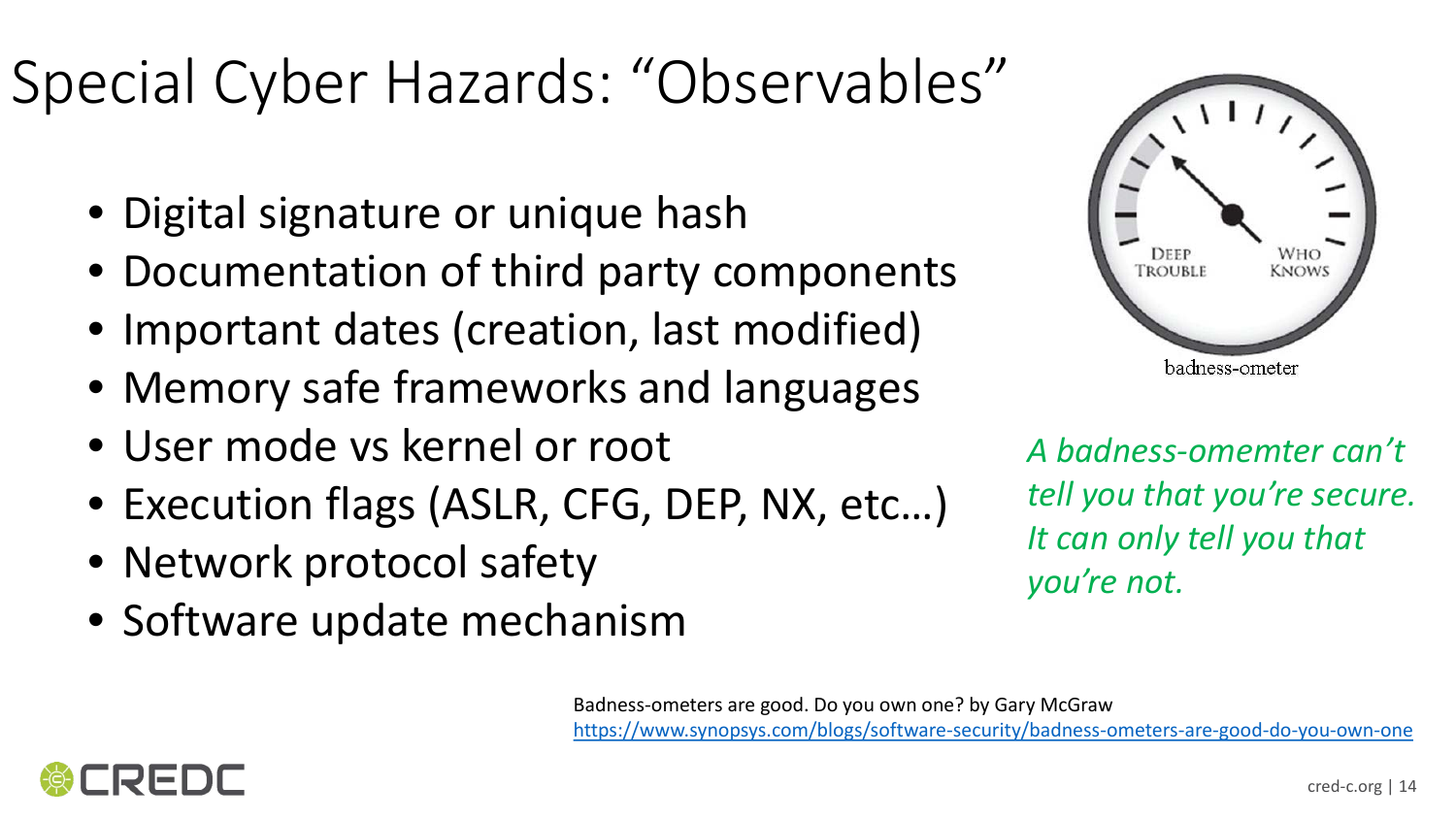# Special Cyber Hazards: "Observables"

- Digital signature or unique hash
- Documentation of third party components
- Important dates (creation, last modified)
- Memory safe frameworks and languages
- User mode vs kernel or root
- Execution flags (ASLR, CFG, DEP, NX, etc…)
- Network protocol safety
- Software update mechanism

DEEP TROUBLE — WHO KNOWS

badness-ometer

*A badness-omemter can't tell you that you're secure. It can only tell you that you're not.*

Badness-ometers are good. Do you own one? by Gary McGraw
https://www.synopsys.com/blogs/software-security/badness-ometers-are-good-do-you-own-one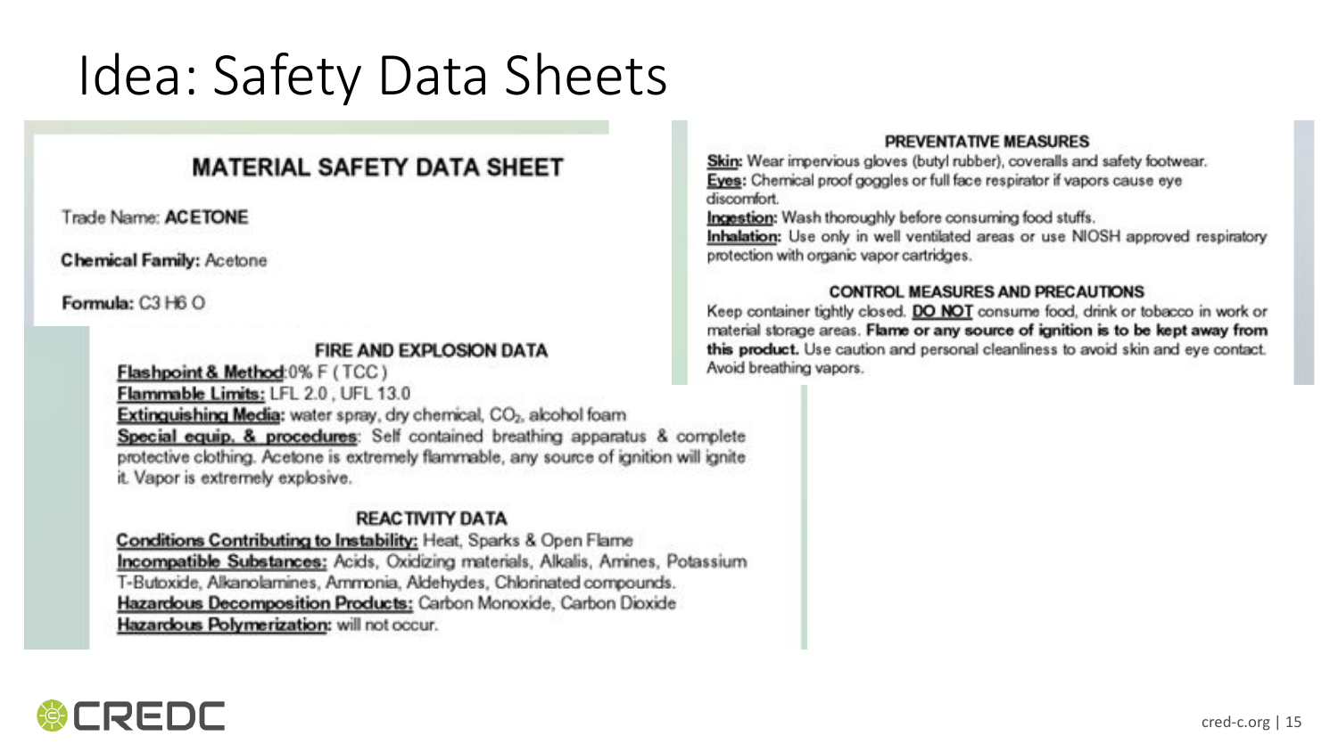# Idea: Safety Data Sheets

## MATERIAL SAFETY DATA SHEET

Trade Name: **ACETONE**

**Chemical Family:** Acetone

**Formula:** C3 H6 O

### FIRE AND EXPLOSION DATA

**Flashpoint & Method**:0% F ( TCC )

**Flammable Limits:** LFL 2.0 , UFL 13.0

**Extinguishing Media:** water spray, dry chemical, $CO_2$, alcohol foam

**Special equip. & procedures**: Self contained breathing apparatus & complete protective clothing. Acetone is extremely flammable, any source of ignition will ignite it. Vapor is extremely explosive.

### REACTIVITY DATA

**Conditions Contributing to Instability:** Heat, Sparks & Open Flame

**Incompatible Substances:** Acids, Oxidizing materials, Alkalis, Amines, Potassium T-Butoxide, Alkanolamines, Ammonia, Aldehydes, Chlorinated compounds.

**Hazardous Decomposition Products:** Carbon Monoxide, Carbon Dioxide

**Hazardous Polymerization:** will not occur.

### PREVENTATIVE MEASURES

**Skin:** Wear impervious gloves (butyl rubber), coveralls and safety footwear.

**Eyes:** Chemical proof goggles or full face respirator if vapors cause eye discomfort.

**Ingestion:** Wash thoroughly before consuming food stuffs.

**Inhalation:** Use only in well ventilated areas or use NIOSH approved respiratory protection with organic vapor cartridges.

### CONTROL MEASURES AND PRECAUTIONS

Keep container tightly closed. **DO NOT** consume food, drink or tobacco in work or material storage areas. **Flame or any source of ignition is to be kept away from this product.** Use caution and personal cleanliness to avoid skin and eye contact. Avoid breathing vapors.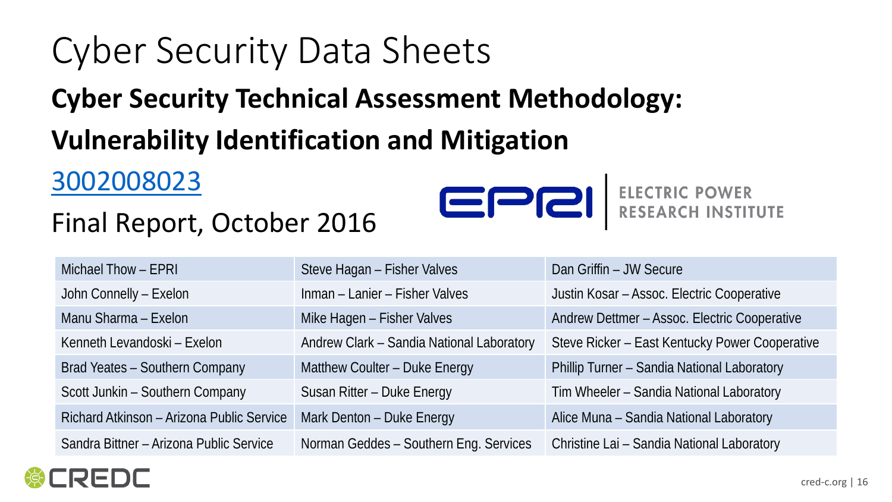# Cyber Security Data Sheets

## Cyber Security Technical Assessment Methodology:

## Vulnerability Identification and Mitigation

[3002008023]

Final Report, October 2016

ELECTRIC POWER RESEARCH INSTITUTE

| | | |
|---|---|---|
| Michael Thow – EPRI | Steve Hagan – Fisher Valves | Dan Griffin – JW Secure |
| John Connelly – Exelon | Inman – Lanier – Fisher Valves | Justin Kosar – Assoc. Electric Cooperative |
| Manu Sharma – Exelon | Mike Hagen – Fisher Valves | Andrew Dettmer – Assoc. Electric Cooperative |
| Kenneth Levandoski – Exelon | Andrew Clark – Sandia National Laboratory | Steve Ricker – East Kentucky Power Cooperative |
| Brad Yeates – Southern Company | Matthew Coulter – Duke Energy | Phillip Turner – Sandia National Laboratory |
| Scott Junkin – Southern Company | Susan Ritter – Duke Energy | Tim Wheeler – Sandia National Laboratory |
| Richard Atkinson – Arizona Public Service | Mark Denton – Duke Energy | Alice Muna – Sandia National Laboratory |
| Sandra Bittner – Arizona Public Service | Norman Geddes – Southern Eng. Services | Christine Lai – Sandia National Laboratory |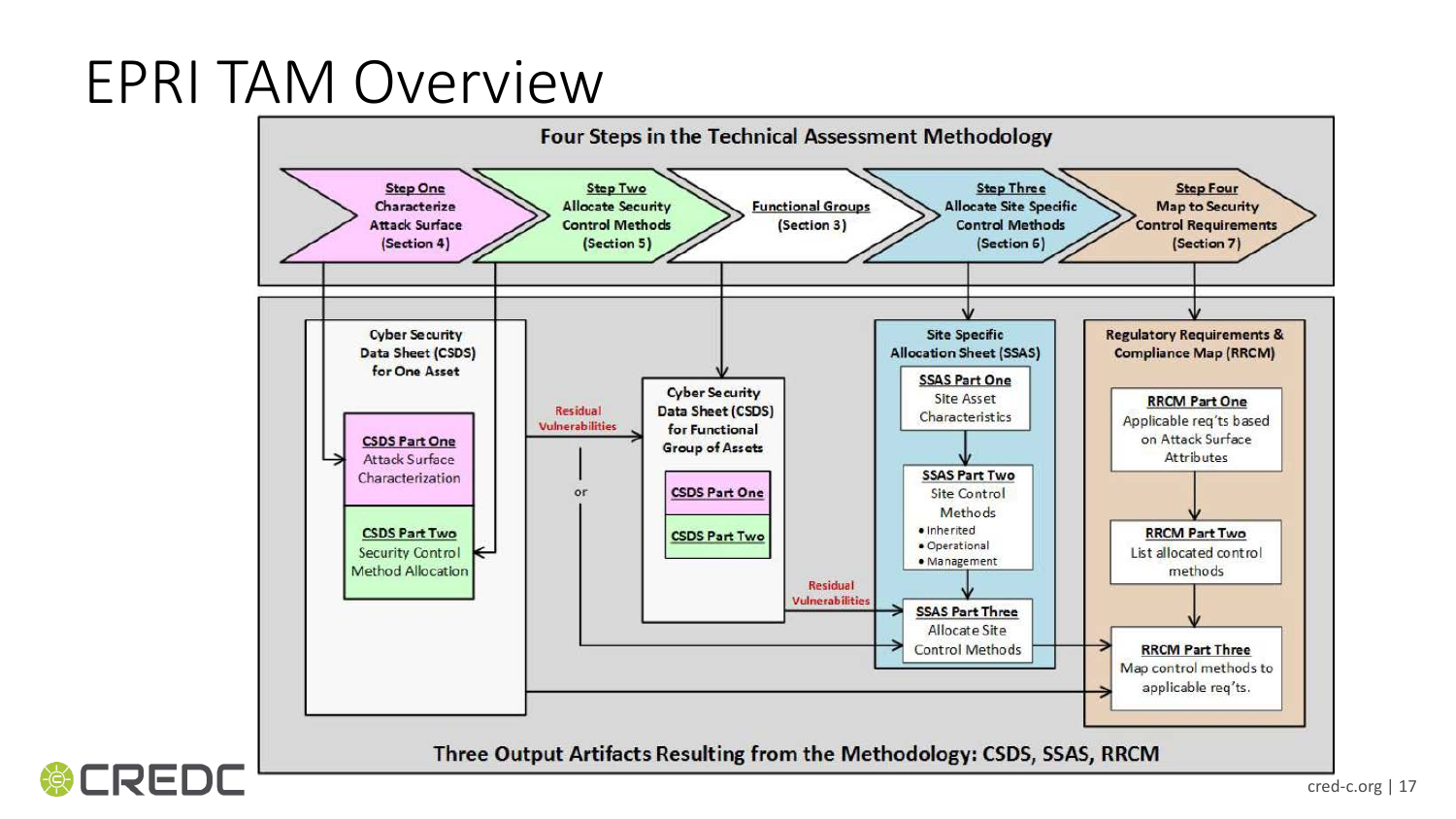# EPRI TAM Overview

**Four Steps in the Technical Assessment Methodology**

- **Step One** – Characterize Attack Surface (Section 4)
- **Step Two** – Allocate Security Control Methods (Section 5)
- **Functional Groups** (Section 3)
- **Step Three** – Allocate Site Specific Control Methods (Section 6)
- **Step Four** – Map to Security Control Requirements (Section 7)

**Cyber Security Data Sheet (CSDS) for One Asset**

- **CSDS Part One** – Attack Surface Characterization
- **CSDS Part Two** – Security Control Method Allocation

Residual Vulnerabilities

or

**Cyber Security Data Sheet (CSDS) for Functional Group of Assets**

- **CSDS Part One**
- **CSDS Part Two**

Residual Vulnerabilities

**Site Specific Allocation Sheet (SSAS)**

- **SSAS Part One** – Site Asset Characteristics
- **SSAS Part Two** – Site Control Methods
  - Inherited
  - Operational
  - Management
- **SSAS Part Three** – Allocate Site Control Methods

**Regulatory Requirements & Compliance Map (RRCM)**

- **RRCM Part One** – Applicable req'ts based on Attack Surface Attributes
- **RRCM Part Two** – List allocated control methods
- **RRCM Part Three** – Map control methods to applicable req'ts.

**Three Output Artifacts Resulting from the Methodology: CSDS, SSAS, RRCM**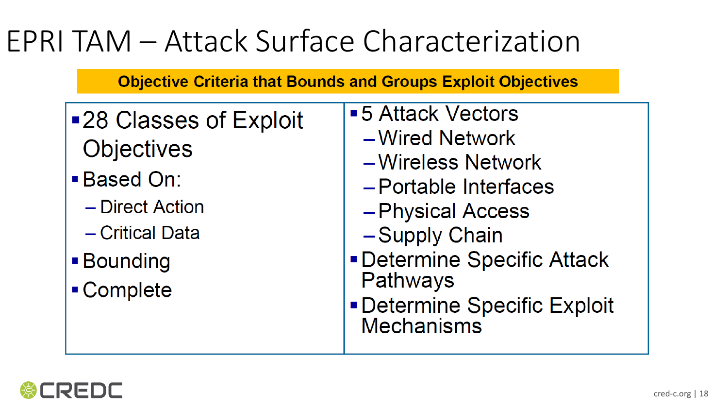# EPRI TAM – Attack Surface Characterization

**Objective Criteria that Bounds and Groups Exploit Objectives**

- 28 Classes of Exploit Objectives
- Based On:
  - Direct Action
  - Critical Data
- Bounding
- Complete

- 5 Attack Vectors
  - Wired Network
  - Wireless Network
  - Portable Interfaces
  - Physical Access
  - Supply Chain
- Determine Specific Attack Pathways
- Determine Specific Exploit Mechanisms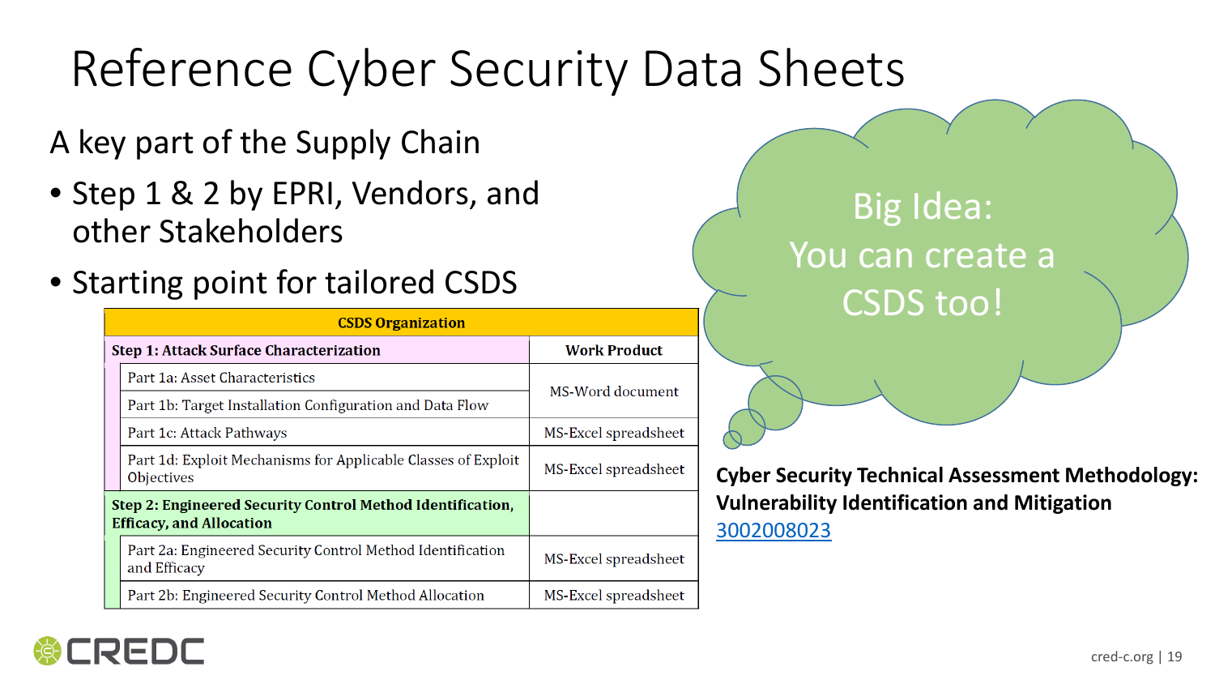# Reference Cyber Security Data Sheets

A key part of the Supply Chain

- Step 1 & 2 by EPRI, Vendors, and other Stakeholders
- Starting point for tailored CSDS

| CSDS Organization | |
|---|---|
| **Step 1: Attack Surface Characterization** | **Work Product** |
| Part 1a: Asset Characteristics | MS-Word document |
| Part 1b: Target Installation Configuration and Data Flow | |
| Part 1c: Attack Pathways | MS-Excel spreadsheet |
| Part 1d: Exploit Mechanisms for Applicable Classes of Exploit Objectives | MS-Excel spreadsheet |
| **Step 2: Engineered Security Control Method Identification, Efficacy, and Allocation** | |
| Part 2a: Engineered Security Control Method Identification and Efficacy | MS-Excel spreadsheet |
| Part 2b: Engineered Security Control Method Allocation | MS-Excel spreadsheet |

Big Idea:
You can create a CSDS too!

**Cyber Security Technical Assessment Methodology: Vulnerability Identification and Mitigation**
3002008023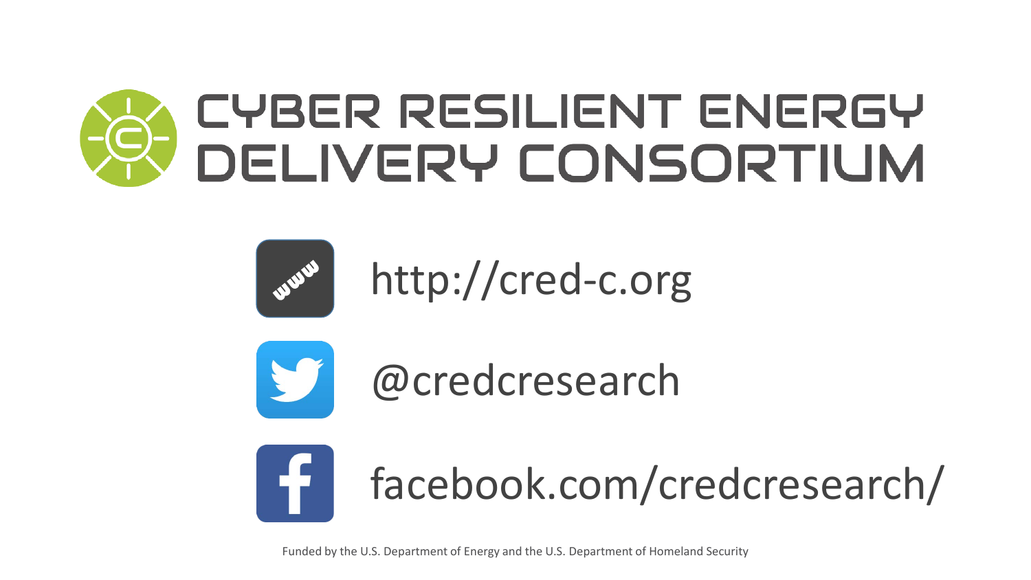# CYBER RESILIENT ENERGY DELIVERY CONSORTIUM

http://cred-c.org

@credcresearch

facebook.com/credcresearch/

Funded by the U.S. Department of Energy and the U.S. Department of Homeland Security